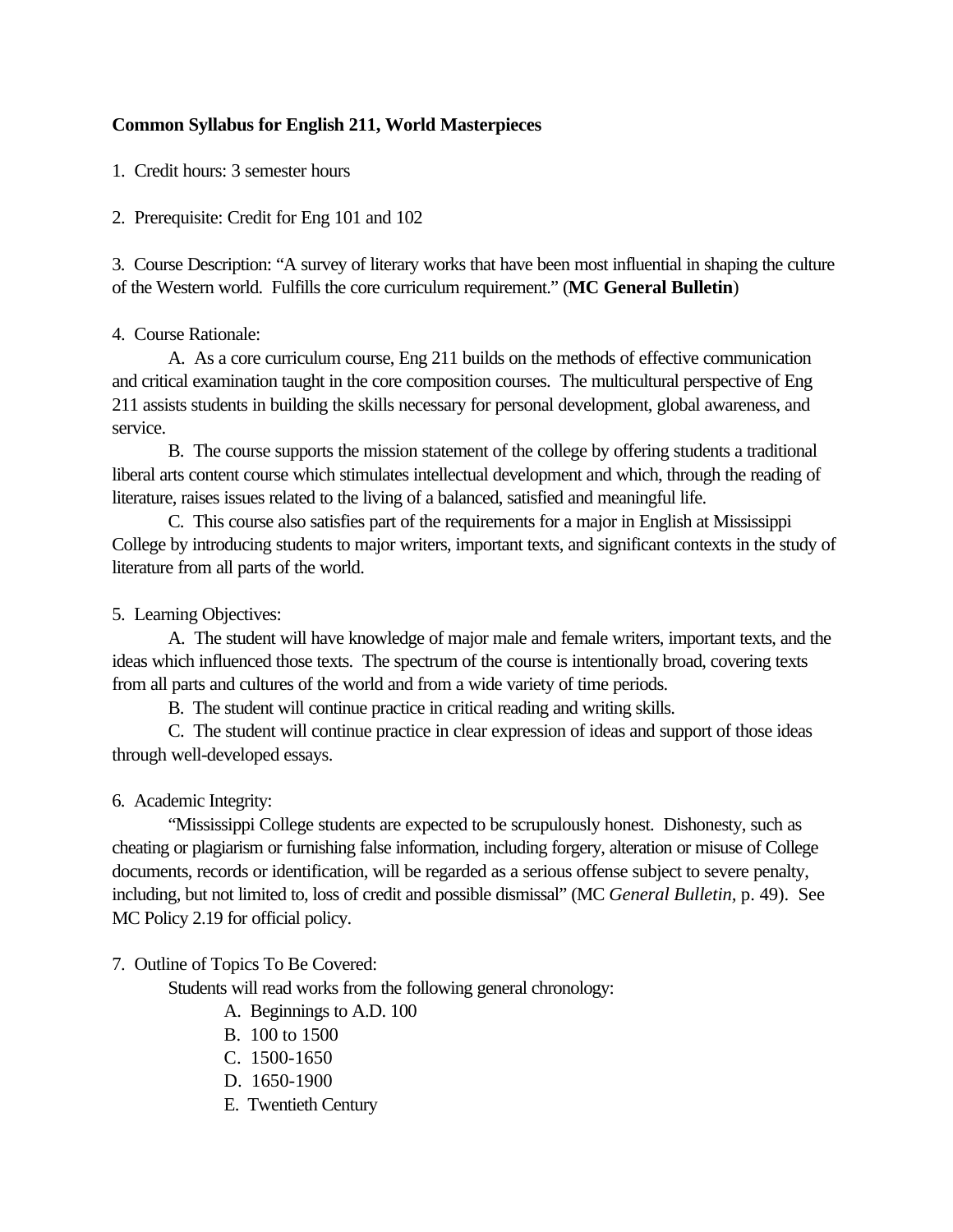**Common Syllabus for English 211, World Masterpieces**

1. Credit hours: 3 semester hours

2. Prerequisite: Credit for Eng 101 and 102

3. Course Description: "A survey of literary works that have been most influential in shaping the culture of the Western world. Fulfills the core curriculum requirement." (**MC General Bulletin**)

4. Course Rationale:

   A. As a core curriculum course, Eng 211 builds on the methods of effective communication and critical examination taught in the core composition courses. The multicultural perspective of Eng 211 assists students in building the skills necessary for personal development, global awareness, and service.

   B. The course supports the mission statement of the college by offering students a traditional liberal arts content course which stimulates intellectual development and which, through the reading of literature, raises issues related to the living of a balanced, satisfied and meaningful life.

   C. This course also satisfies part of the requirements for a major in English at Mississippi College by introducing students to major writers, important texts, and significant contexts in the study of literature from all parts of the world.

5. Learning Objectives:

   A. The student will have knowledge of major male and female writers, important texts, and the ideas which influenced those texts. The spectrum of the course is intentionally broad, covering texts from all parts and cultures of the world and from a wide variety of time periods.

   B. The student will continue practice in critical reading and writing skills.

   C. The student will continue practice in clear expression of ideas and support of those ideas through well-developed essays.

6. Academic Integrity:

   "Mississippi College students are expected to be scrupulously honest. Dishonesty, such as cheating or plagiarism or furnishing false information, including forgery, alteration or misuse of College documents, records or identification, will be regarded as a serious offense subject to severe penalty, including, but not limited to, loss of credit and possible dismissal" (MC *General Bulletin*, p. 49). See MC Policy 2.19 for official policy.

7. Outline of Topics To Be Covered:

   Students will read works from the following general chronology:

   A. Beginnings to A.D. 100
   B. 100 to 1500
   C. 1500-1650
   D. 1650-1900
   E. Twentieth Century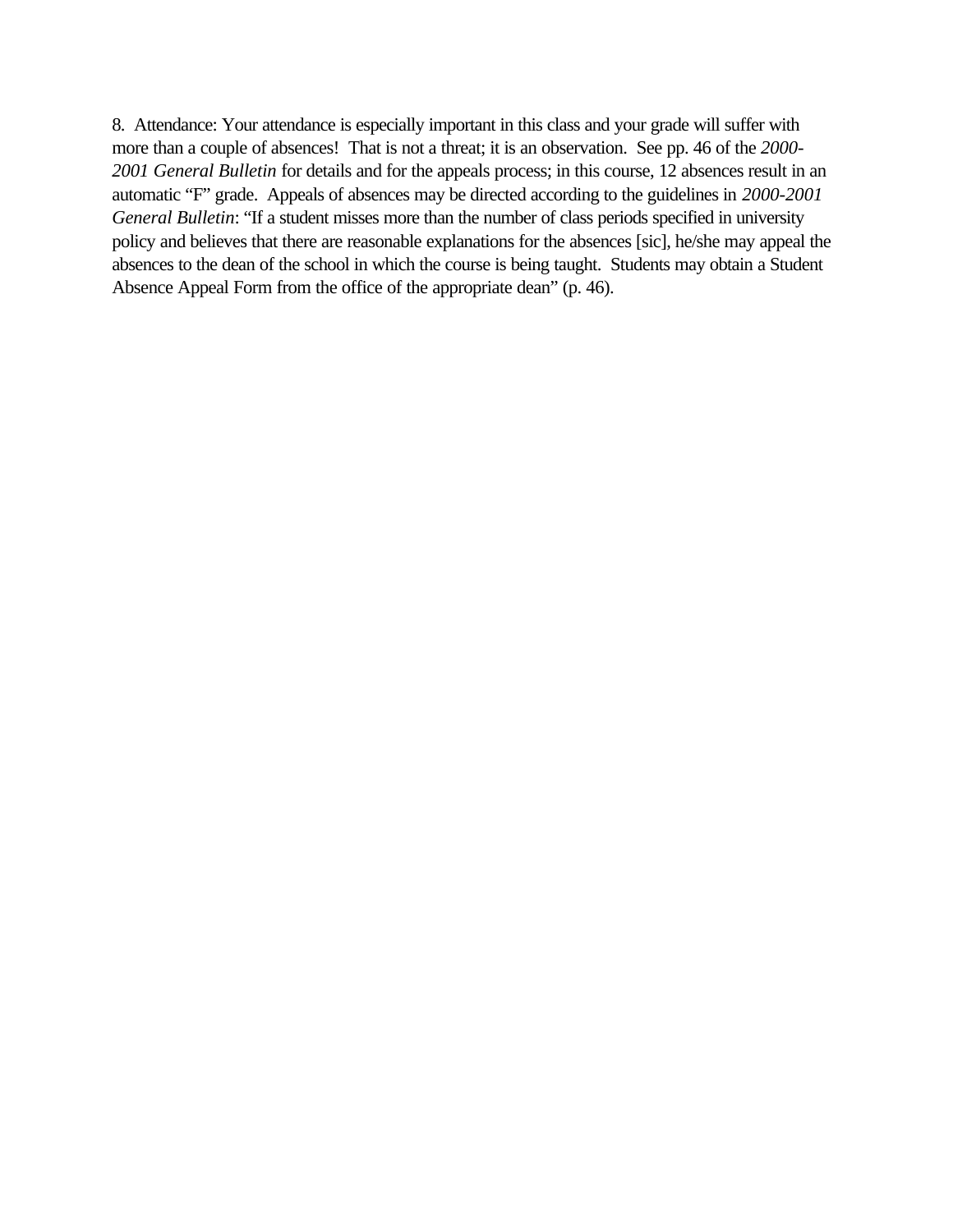8. Attendance: Your attendance is especially important in this class and your grade will suffer with more than a couple of absences! That is not a threat; it is an observation. See pp. 46 of the *2000-2001 General Bulletin* for details and for the appeals process; in this course, 12 absences result in an automatic "F" grade. Appeals of absences may be directed according to the guidelines in *2000-2001 General Bulletin*: "If a student misses more than the number of class periods specified in university policy and believes that there are reasonable explanations for the absences [sic], he/she may appeal the absences to the dean of the school in which the course is being taught. Students may obtain a Student Absence Appeal Form from the office of the appropriate dean" (p. 46).